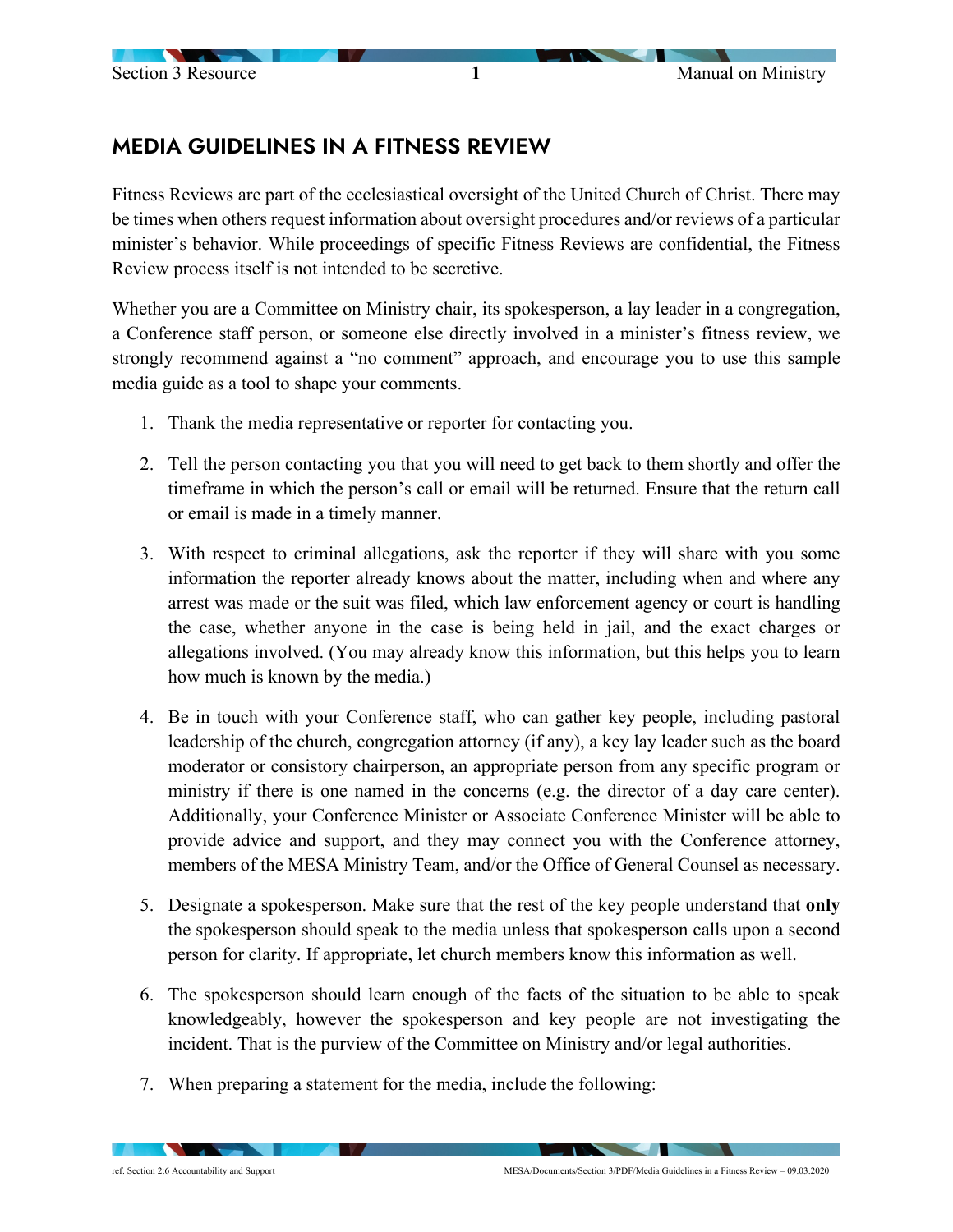## MEDIA GUIDELINES IN A FITNESS REVIEW

Fitness Reviews are part of the ecclesiastical oversight of the United Church of Christ. There may be times when others request information about oversight procedures and/or reviews of a particular minister's behavior. While proceedings of specific Fitness Reviews are confidential, the Fitness Review process itself is not intended to be secretive.

Whether you are a Committee on Ministry chair, its spokesperson, a lay leader in a congregation, a Conference staff person, or someone else directly involved in a minister's fitness review, we strongly recommend against a "no comment" approach, and encourage you to use this sample media guide as a tool to shape your comments.

1. Thank the media representative or reporter for contacting you.

2. Tell the person contacting you that you will need to get back to them shortly and offer the timeframe in which the person's call or email will be returned. Ensure that the return call or email is made in a timely manner.

3. With respect to criminal allegations, ask the reporter if they will share with you some information the reporter already knows about the matter, including when and where any arrest was made or the suit was filed, which law enforcement agency or court is handling the case, whether anyone in the case is being held in jail, and the exact charges or allegations involved. (You may already know this information, but this helps you to learn how much is known by the media.)

4. Be in touch with your Conference staff, who can gather key people, including pastoral leadership of the church, congregation attorney (if any), a key lay leader such as the board moderator or consistory chairperson, an appropriate person from any specific program or ministry if there is one named in the concerns (e.g. the director of a day care center). Additionally, your Conference Minister or Associate Conference Minister will be able to provide advice and support, and they may connect you with the Conference attorney, members of the MESA Ministry Team, and/or the Office of General Counsel as necessary.

5. Designate a spokesperson. Make sure that the rest of the key people understand that **only** the spokesperson should speak to the media unless that spokesperson calls upon a second person for clarity. If appropriate, let church members know this information as well.

6. The spokesperson should learn enough of the facts of the situation to be able to speak knowledgeably, however the spokesperson and key people are not investigating the incident. That is the purview of the Committee on Ministry and/or legal authorities.

7. When preparing a statement for the media, include the following: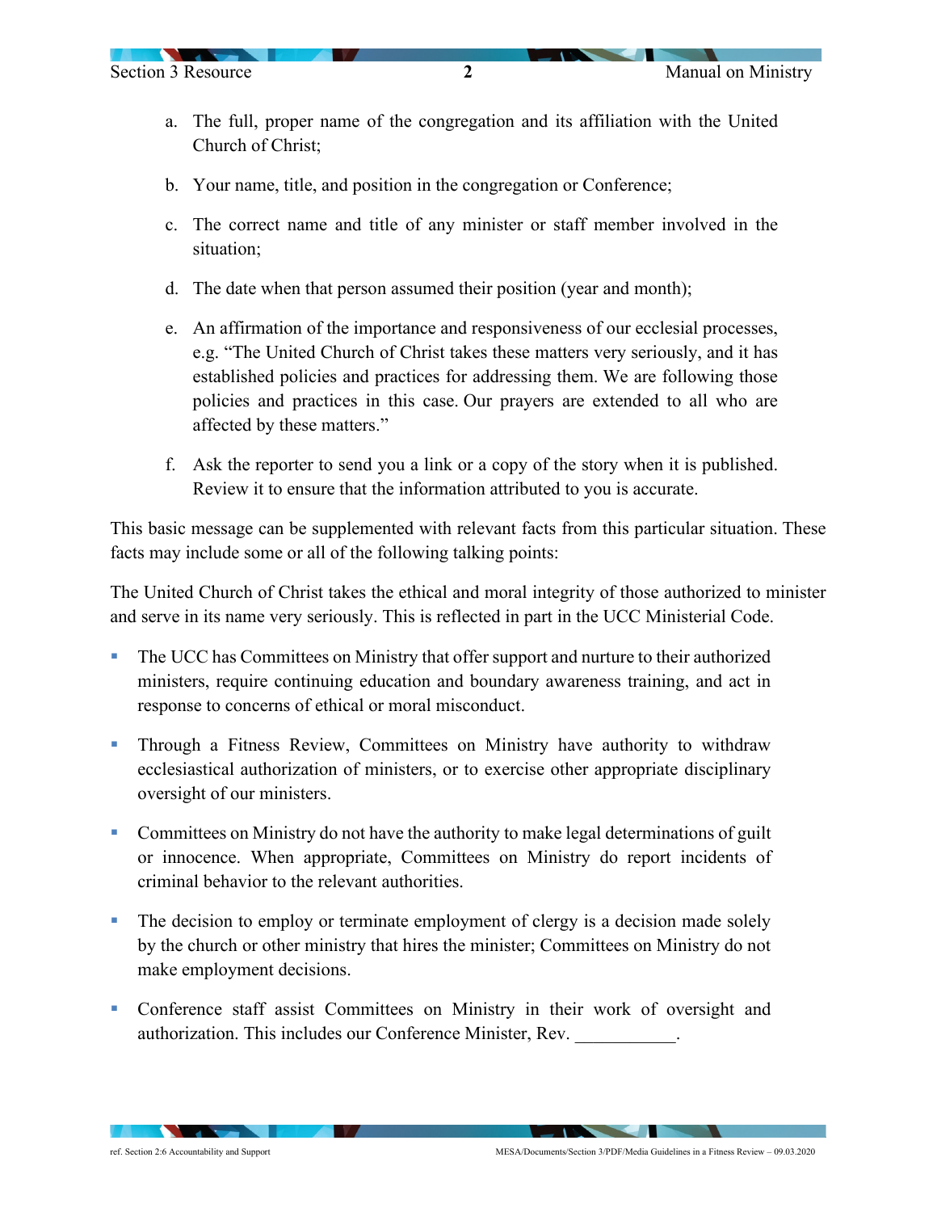a. The full, proper name of the congregation and its affiliation with the United Church of Christ;

b. Your name, title, and position in the congregation or Conference;

c. The correct name and title of any minister or staff member involved in the situation;

d. The date when that person assumed their position (year and month);

e. An affirmation of the importance and responsiveness of our ecclesial processes, e.g. "The United Church of Christ takes these matters very seriously, and it has established policies and practices for addressing them. We are following those policies and practices in this case. Our prayers are extended to all who are affected by these matters."

f. Ask the reporter to send you a link or a copy of the story when it is published. Review it to ensure that the information attributed to you is accurate.

This basic message can be supplemented with relevant facts from this particular situation. These facts may include some or all of the following talking points:

The United Church of Christ takes the ethical and moral integrity of those authorized to minister and serve in its name very seriously. This is reflected in part in the UCC Ministerial Code.

- The UCC has Committees on Ministry that offer support and nurture to their authorized ministers, require continuing education and boundary awareness training, and act in response to concerns of ethical or moral misconduct.

- Through a Fitness Review, Committees on Ministry have authority to withdraw ecclesiastical authorization of ministers, or to exercise other appropriate disciplinary oversight of our ministers.

- Committees on Ministry do not have the authority to make legal determinations of guilt or innocence. When appropriate, Committees on Ministry do report incidents of criminal behavior to the relevant authorities.

- The decision to employ or terminate employment of clergy is a decision made solely by the church or other ministry that hires the minister; Committees on Ministry do not make employment decisions.

- Conference staff assist Committees on Ministry in their work of oversight and authorization. This includes our Conference Minister, Rev. ___________.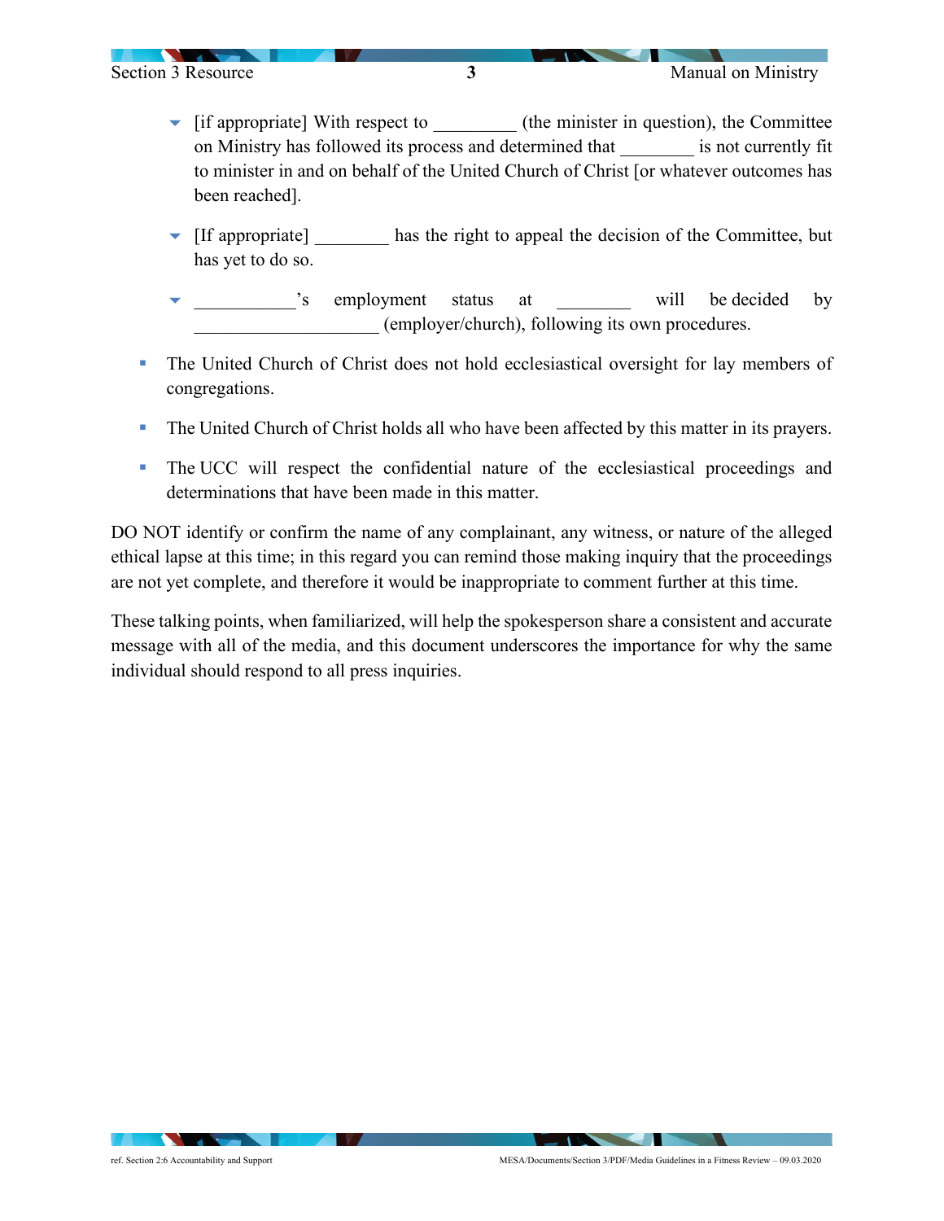- [if appropriate] With respect to _________ (the minister in question), the Committee on Ministry has followed its process and determined that ________ is not currently fit to minister in and on behalf of the United Church of Christ [or whatever outcomes has been reached].

    - [If appropriate] ________ has the right to appeal the decision of the Committee, but has yet to do so.

    - ___________'s employment status at ________ will be decided by ____________________ (employer/church), following its own procedures.

- The United Church of Christ does not hold ecclesiastical oversight for lay members of congregations.

- The United Church of Christ holds all who have been affected by this matter in its prayers.

- The UCC will respect the confidential nature of the ecclesiastical proceedings and determinations that have been made in this matter.

DO NOT identify or confirm the name of any complainant, any witness, or nature of the alleged ethical lapse at this time; in this regard you can remind those making inquiry that the proceedings are not yet complete, and therefore it would be inappropriate to comment further at this time.

These talking points, when familiarized, will help the spokesperson share a consistent and accurate message with all of the media, and this document underscores the importance for why the same individual should respond to all press inquiries.